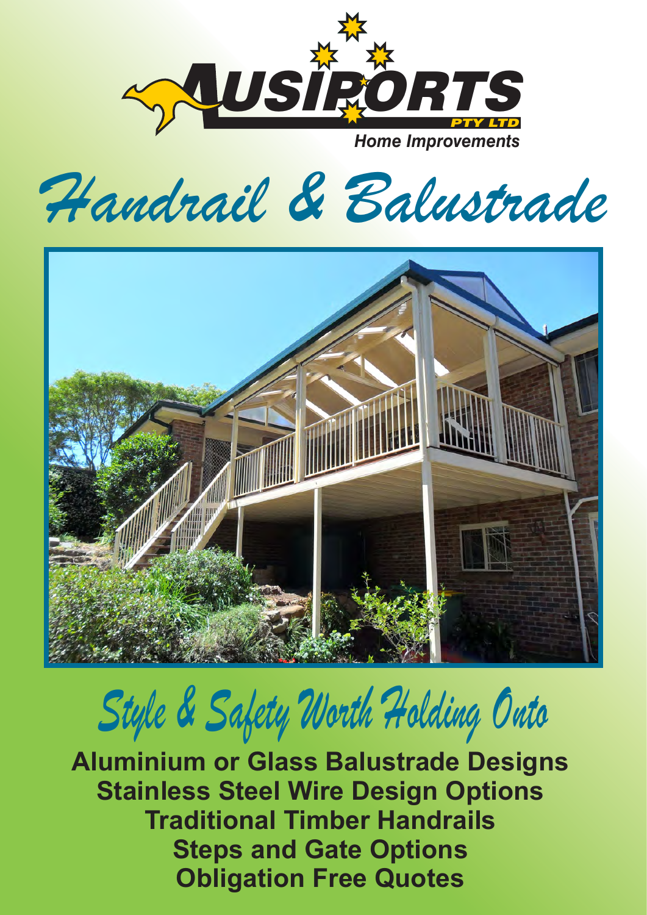# AUSIPORTS PTY LTD

Home Improvements

# Handrail & Balustrade

## Style & Safety Worth Holding Onto

**Aluminium or Glass Balustrade Designs**
**Stainless Steel Wire Design Options**
**Traditional Timber Handrails**
**Steps and Gate Options**
**Obligation Free Quotes**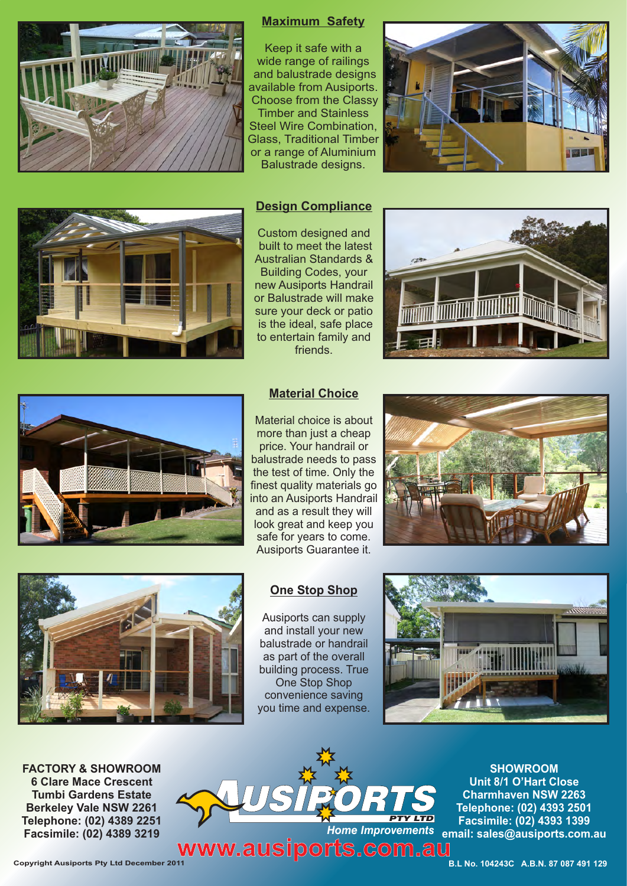## Maximum Safety

Keep it safe with a wide range of railings and balustrade designs available from Ausiports. Choose from the Classy Timber and Stainless Steel Wire Combination, Glass, Traditional Timber or a range of Aluminium Balustrade designs.

## Design Compliance

Custom designed and built to meet the latest Australian Standards & Building Codes, your new Ausiports Handrail or Balustrade will make sure your deck or patio is the ideal, safe place to entertain family and friends.

## Material Choice

Material choice is about more than just a cheap price. Your handrail or balustrade needs to pass the test of time. Only the finest quality materials go into an Ausiports Handrail and as a result they will look great and keep you safe for years to come. Ausiports Guarantee it.

## One Stop Shop

Ausiports can supply and install your new balustrade or handrail as part of the overall building process. True One Stop Shop convenience saving you time and expense.

**FACTORY & SHOWROOM**
**6 Clare Mace Crescent**
**Tumbi Gardens Estate**
**Berkeley Vale NSW 2261**
**Telephone: (02) 4389 2251**
**Facsimile: (02) 4389 3219**

AUSIPORTS PTY LTD
*Home Improvements*
www.ausiports.com.au

**SHOWROOM**
**Unit 8/1 O'Hart Close**
**Charmhaven NSW 2263**
**Telephone: (02) 4393 2501**
**Facsimile: (02) 4393 1399**
**email: sales@ausiports.com.au**

Copyright Ausiports Pty Ltd December 2011

B.L No. 104243C A.B.N. 87 087 491 129